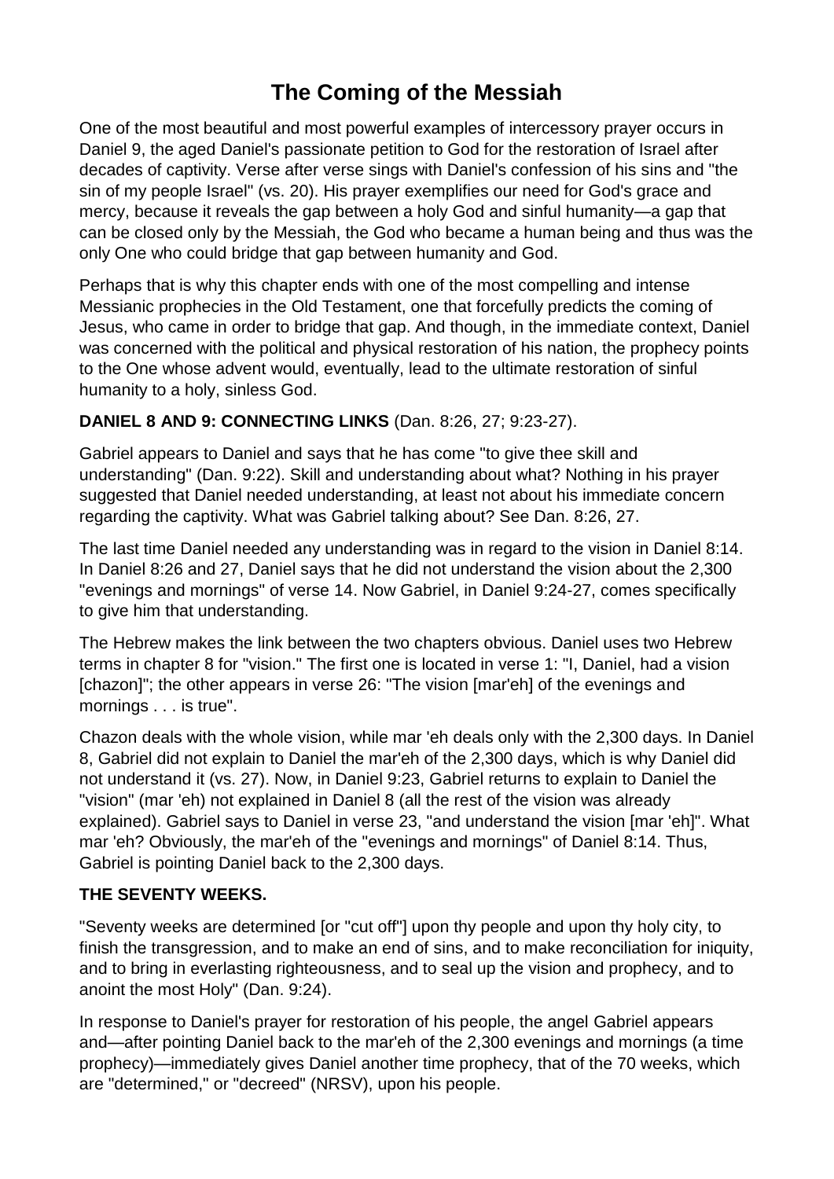# The Coming of the Messiah

One of the most beautiful and most powerful examples of intercessory prayer occurs in Daniel 9, the aged Daniel's passionate petition to God for the restoration of Israel after decades of captivity. Verse after verse sings with Daniel's confession of his sins and "the sin of my people Israel" (vs. 20). His prayer exemplifies our need for God's grace and mercy, because it reveals the gap between a holy God and sinful humanity—a gap that can be closed only by the Messiah, the God who became a human being and thus was the only One who could bridge that gap between humanity and God.

Perhaps that is why this chapter ends with one of the most compelling and intense Messianic prophecies in the Old Testament, one that forcefully predicts the coming of Jesus, who came in order to bridge that gap. And though, in the immediate context, Daniel was concerned with the political and physical restoration of his nation, the prophecy points to the One whose advent would, eventually, lead to the ultimate restoration of sinful humanity to a holy, sinless God.

**DANIEL 8 AND 9: CONNECTING LINKS** (Dan. 8:26, 27; 9:23-27).

Gabriel appears to Daniel and says that he has come "to give thee skill and understanding" (Dan. 9:22). Skill and understanding about what? Nothing in his prayer suggested that Daniel needed understanding, at least not about his immediate concern regarding the captivity. What was Gabriel talking about? See Dan. 8:26, 27.

The last time Daniel needed any understanding was in regard to the vision in Daniel 8:14. In Daniel 8:26 and 27, Daniel says that he did not understand the vision about the 2,300 "evenings and mornings" of verse 14. Now Gabriel, in Daniel 9:24-27, comes specifically to give him that understanding.

The Hebrew makes the link between the two chapters obvious. Daniel uses two Hebrew terms in chapter 8 for "vision." The first one is located in verse 1: "I, Daniel, had a vision [chazon]"; the other appears in verse 26: "The vision [mar'eh] of the evenings and mornings . . . is true".

Chazon deals with the whole vision, while mar 'eh deals only with the 2,300 days. In Daniel 8, Gabriel did not explain to Daniel the mar'eh of the 2,300 days, which is why Daniel did not understand it (vs. 27). Now, in Daniel 9:23, Gabriel returns to explain to Daniel the "vision" (mar 'eh) not explained in Daniel 8 (all the rest of the vision was already explained). Gabriel says to Daniel in verse 23, "and understand the vision [mar 'eh]". What mar 'eh? Obviously, the mar'eh of the "evenings and mornings" of Daniel 8:14. Thus, Gabriel is pointing Daniel back to the 2,300 days.

**THE SEVENTY WEEKS.**

"Seventy weeks are determined [or "cut off"] upon thy people and upon thy holy city, to finish the transgression, and to make an end of sins, and to make reconciliation for iniquity, and to bring in everlasting righteousness, and to seal up the vision and prophecy, and to anoint the most Holy" (Dan. 9:24).

In response to Daniel's prayer for restoration of his people, the angel Gabriel appears and—after pointing Daniel back to the mar'eh of the 2,300 evenings and mornings (a time prophecy)—immediately gives Daniel another time prophecy, that of the 70 weeks, which are "determined," or "decreed" (NRSV), upon his people.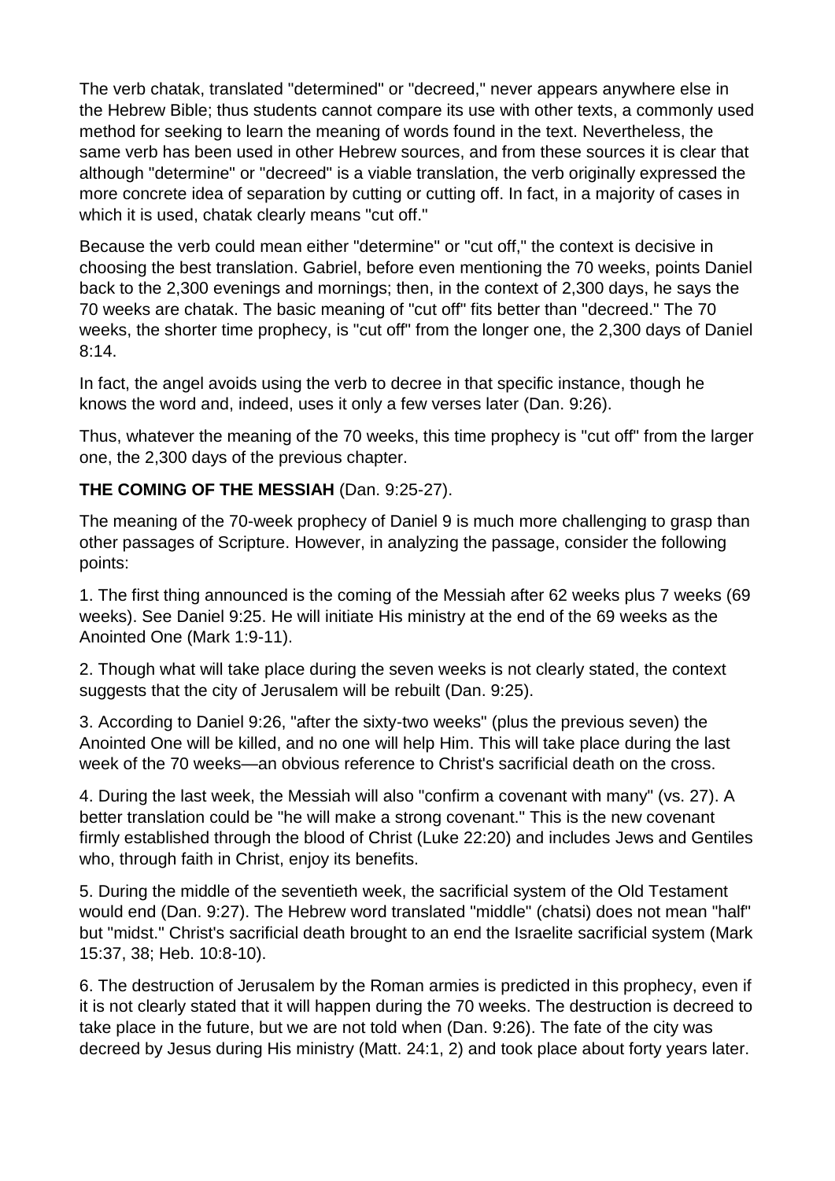The verb chatak, translated "determined" or "decreed," never appears anywhere else in the Hebrew Bible; thus students cannot compare its use with other texts, a commonly used method for seeking to learn the meaning of words found in the text. Nevertheless, the same verb has been used in other Hebrew sources, and from these sources it is clear that although "determine" or "decreed" is a viable translation, the verb originally expressed the more concrete idea of separation by cutting or cutting off. In fact, in a majority of cases in which it is used, chatak clearly means "cut off."

Because the verb could mean either "determine" or "cut off," the context is decisive in choosing the best translation. Gabriel, before even mentioning the 70 weeks, points Daniel back to the 2,300 evenings and mornings; then, in the context of 2,300 days, he says the 70 weeks are chatak. The basic meaning of "cut off" fits better than "decreed." The 70 weeks, the shorter time prophecy, is "cut off" from the longer one, the 2,300 days of Daniel 8:14.

In fact, the angel avoids using the verb to decree in that specific instance, though he knows the word and, indeed, uses it only a few verses later (Dan. 9:26).

Thus, whatever the meaning of the 70 weeks, this time prophecy is "cut off" from the larger one, the 2,300 days of the previous chapter.

**THE COMING OF THE MESSIAH** (Dan. 9:25-27).

The meaning of the 70-week prophecy of Daniel 9 is much more challenging to grasp than other passages of Scripture. However, in analyzing the passage, consider the following points:

1. The first thing announced is the coming of the Messiah after 62 weeks plus 7 weeks (69 weeks). See Daniel 9:25. He will initiate His ministry at the end of the 69 weeks as the Anointed One (Mark 1:9-11).

2. Though what will take place during the seven weeks is not clearly stated, the context suggests that the city of Jerusalem will be rebuilt (Dan. 9:25).

3. According to Daniel 9:26, "after the sixty-two weeks" (plus the previous seven) the Anointed One will be killed, and no one will help Him. This will take place during the last week of the 70 weeks—an obvious reference to Christ's sacrificial death on the cross.

4. During the last week, the Messiah will also "confirm a covenant with many" (vs. 27). A better translation could be "he will make a strong covenant." This is the new covenant firmly established through the blood of Christ (Luke 22:20) and includes Jews and Gentiles who, through faith in Christ, enjoy its benefits.

5. During the middle of the seventieth week, the sacrificial system of the Old Testament would end (Dan. 9:27). The Hebrew word translated "middle" (chatsi) does not mean "half" but "midst." Christ's sacrificial death brought to an end the Israelite sacrificial system (Mark 15:37, 38; Heb. 10:8-10).

6. The destruction of Jerusalem by the Roman armies is predicted in this prophecy, even if it is not clearly stated that it will happen during the 70 weeks. The destruction is decreed to take place in the future, but we are not told when (Dan. 9:26). The fate of the city was decreed by Jesus during His ministry (Matt. 24:1, 2) and took place about forty years later.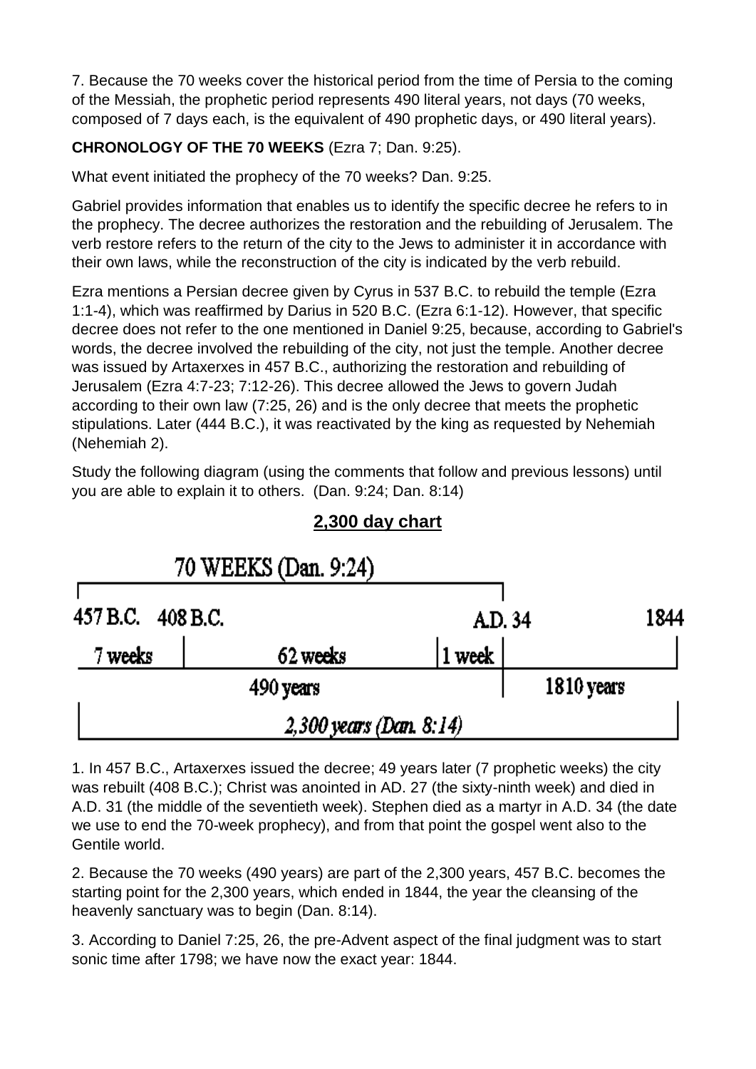7. Because the 70 weeks cover the historical period from the time of Persia to the coming of the Messiah, the prophetic period represents 490 literal years, not days (70 weeks, composed of 7 days each, is the equivalent of 490 prophetic days, or 490 literal years).

**CHRONOLOGY OF THE 70 WEEKS** (Ezra 7; Dan. 9:25).

What event initiated the prophecy of the 70 weeks? Dan. 9:25.

Gabriel provides information that enables us to identify the specific decree he refers to in the prophecy. The decree authorizes the restoration and the rebuilding of Jerusalem. The verb restore refers to the return of the city to the Jews to administer it in accordance with their own laws, while the reconstruction of the city is indicated by the verb rebuild.

Ezra mentions a Persian decree given by Cyrus in 537 B.C. to rebuild the temple (Ezra 1:1-4), which was reaffirmed by Darius in 520 B.C. (Ezra 6:1-12). However, that specific decree does not refer to the one mentioned in Daniel 9:25, because, according to Gabriel's words, the decree involved the rebuilding of the city, not just the temple. Another decree was issued by Artaxerxes in 457 B.C., authorizing the restoration and rebuilding of Jerusalem (Ezra 4:7-23; 7:12-26). This decree allowed the Jews to govern Judah according to their own law (7:25, 26) and is the only decree that meets the prophetic stipulations. Later (444 B.C.), it was reactivated by the king as requested by Nehemiah (Nehemiah 2).

Study the following diagram (using the comments that follow and previous lessons) until you are able to explain it to others. (Dan. 9:24; Dan. 8:14)

**2,300 day chart**

70 WEEKS (Dan. 9:24)

457 B.C. 408 B.C. A.D. 34 1844

7 weeks 62 weeks 1 week

490 years 1810 years

*2,300 years (Dan. 8:14)*

1. In 457 B.C., Artaxerxes issued the decree; 49 years later (7 prophetic weeks) the city was rebuilt (408 B.C.); Christ was anointed in AD. 27 (the sixty-ninth week) and died in A.D. 31 (the middle of the seventieth week). Stephen died as a martyr in A.D. 34 (the date we use to end the 70-week prophecy), and from that point the gospel went also to the Gentile world.

2. Because the 70 weeks (490 years) are part of the 2,300 years, 457 B.C. becomes the starting point for the 2,300 years, which ended in 1844, the year the cleansing of the heavenly sanctuary was to begin (Dan. 8:14).

3. According to Daniel 7:25, 26, the pre-Advent aspect of the final judgment was to start sonic time after 1798; we have now the exact year: 1844.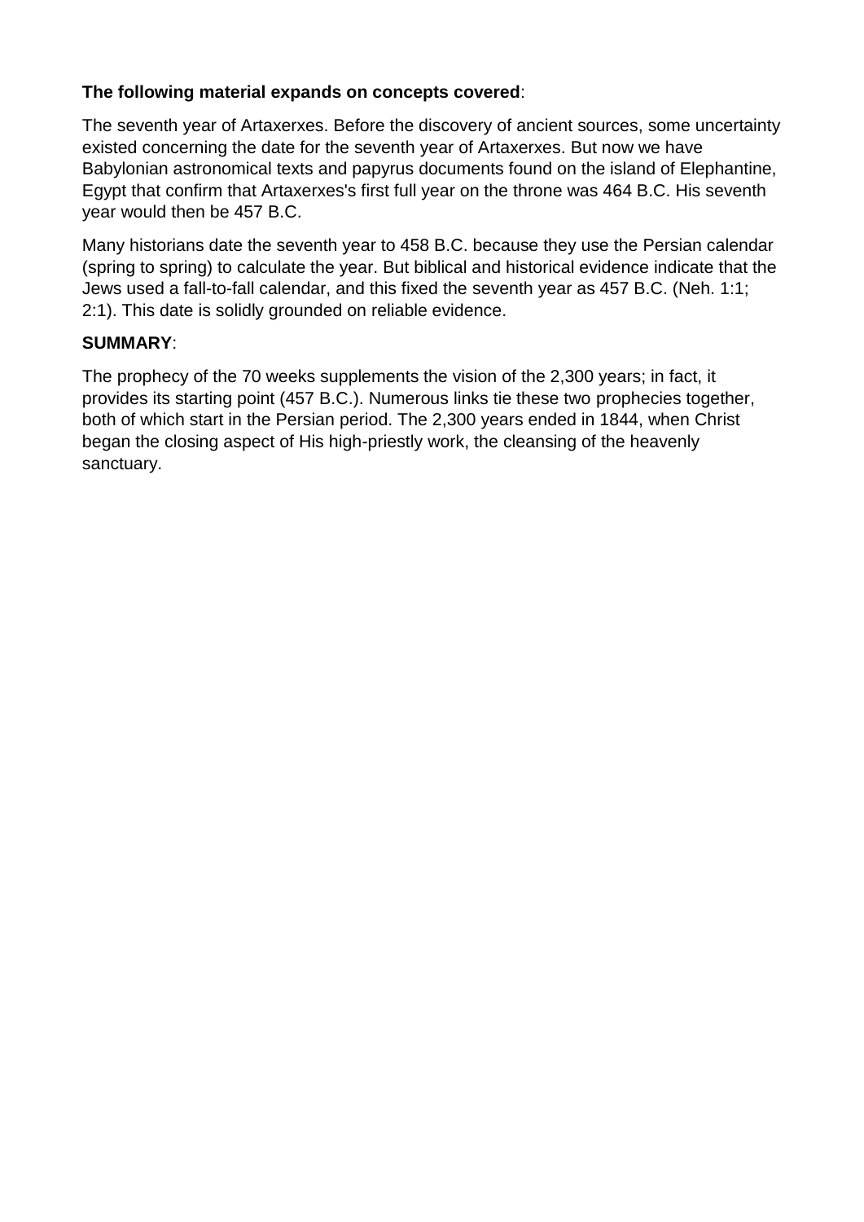**The following material expands on concepts covered**:

The seventh year of Artaxerxes. Before the discovery of ancient sources, some uncertainty existed concerning the date for the seventh year of Artaxerxes. But now we have Babylonian astronomical texts and papyrus documents found on the island of Elephantine, Egypt that confirm that Artaxerxes's first full year on the throne was 464 B.C. His seventh year would then be 457 B.C.

Many historians date the seventh year to 458 B.C. because they use the Persian calendar (spring to spring) to calculate the year. But biblical and historical evidence indicate that the Jews used a fall-to-fall calendar, and this fixed the seventh year as 457 B.C. (Neh. 1:1; 2:1). This date is solidly grounded on reliable evidence.

**SUMMARY**:

The prophecy of the 70 weeks supplements the vision of the 2,300 years; in fact, it provides its starting point (457 B.C.). Numerous links tie these two prophecies together, both of which start in the Persian period. The 2,300 years ended in 1844, when Christ began the closing aspect of His high-priestly work, the cleansing of the heavenly sanctuary.